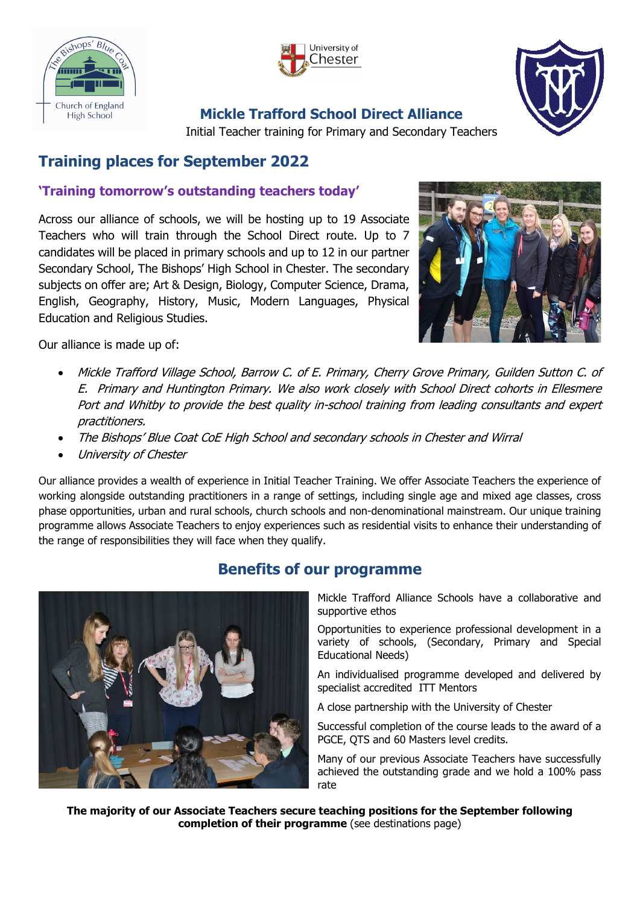# Mickle Trafford School Direct Alliance

Initial Teacher training for Primary and Secondary Teachers

## Training places for September 2022

### 'Training tomorrow's outstanding teachers today'

Across our alliance of schools, we will be hosting up to 19 Associate Teachers who will train through the School Direct route. Up to 7 candidates will be placed in primary schools and up to 12 in our partner Secondary School, The Bishops' High School in Chester. The secondary subjects on offer are; Art & Design, Biology, Computer Science, Drama, English, Geography, History, Music, Modern Languages, Physical Education and Religious Studies.

Our alliance is made up of:

- *Mickle Trafford Village School, Barrow C. of E. Primary, Cherry Grove Primary, Guilden Sutton C. of E. Primary and Huntington Primary. We also work closely with School Direct cohorts in Ellesmere Port and Whitby to provide the best quality in-school training from leading consultants and expert practitioners.*
- *The Bishops' Blue Coat CoE High School and secondary schools in Chester and Wirral*
- *University of Chester*

Our alliance provides a wealth of experience in Initial Teacher Training. We offer Associate Teachers the experience of working alongside outstanding practitioners in a range of settings, including single age and mixed age classes, cross phase opportunities, urban and rural schools, church schools and non-denominational mainstream. Our unique training programme allows Associate Teachers to enjoy experiences such as residential visits to enhance their understanding of the range of responsibilities they will face when they qualify.

## Benefits of our programme

Mickle Trafford Alliance Schools have a collaborative and supportive ethos

Opportunities to experience professional development in a variety of schools, (Secondary, Primary and Special Educational Needs)

An individualised programme developed and delivered by specialist accredited ITT Mentors

A close partnership with the University of Chester

Successful completion of the course leads to the award of a PGCE, QTS and 60 Masters level credits.

Many of our previous Associate Teachers have successfully achieved the outstanding grade and we hold a 100% pass rate

**The majority of our Associate Teachers secure teaching positions for the September following completion of their programme** (see destinations page)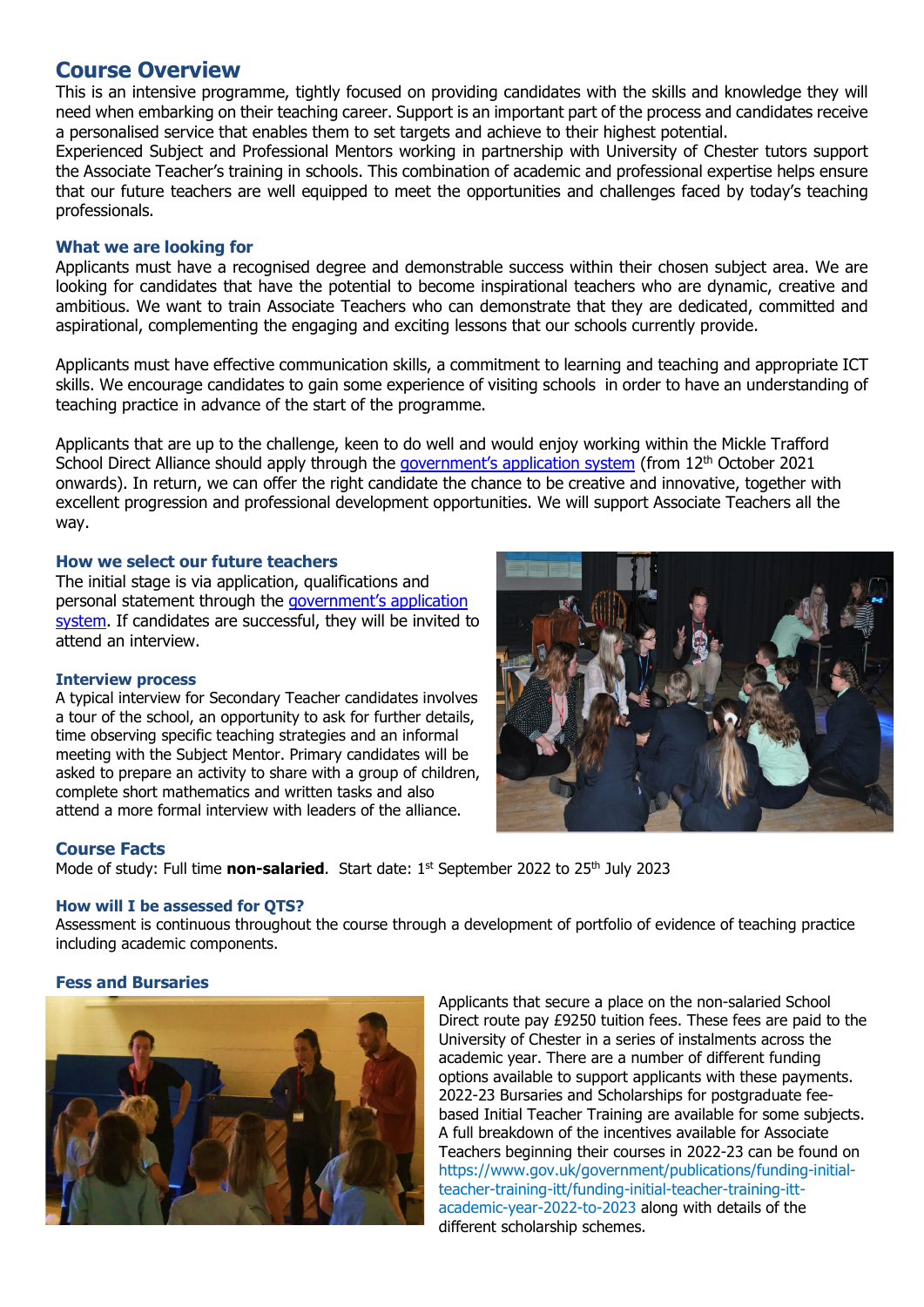## Course Overview

This is an intensive programme, tightly focused on providing candidates with the skills and knowledge they will need when embarking on their teaching career. Support is an important part of the process and candidates receive a personalised service that enables them to set targets and achieve to their highest potential.
Experienced Subject and Professional Mentors working in partnership with University of Chester tutors support the Associate Teacher's training in schools. This combination of academic and professional expertise helps ensure that our future teachers are well equipped to meet the opportunities and challenges faced by today's teaching professionals.

### What we are looking for

Applicants must have a recognised degree and demonstrable success within their chosen subject area. We are looking for candidates that have the potential to become inspirational teachers who are dynamic, creative and ambitious. We want to train Associate Teachers who can demonstrate that they are dedicated, committed and aspirational, complementing the engaging and exciting lessons that our schools currently provide.

Applicants must have effective communication skills, a commitment to learning and teaching and appropriate ICT skills. We encourage candidates to gain some experience of visiting schools in order to have an understanding of teaching practice in advance of the start of the programme.

Applicants that are up to the challenge, keen to do well and would enjoy working within the Mickle Trafford School Direct Alliance should apply through the government's application system (from 12th October 2021 onwards). In return, we can offer the right candidate the chance to be creative and innovative, together with excellent progression and professional development opportunities. We will support Associate Teachers all the way.

### How we select our future teachers

The initial stage is via application, qualifications and personal statement through the government's application system. If candidates are successful, they will be invited to attend an interview.

### Interview process

A typical interview for Secondary Teacher candidates involves a tour of the school, an opportunity to ask for further details, time observing specific teaching strategies and an informal meeting with the Subject Mentor. Primary candidates will be asked to prepare an activity to share with a group of children, complete short mathematics and written tasks and also attend a more formal interview with leaders of the alliance.

### Course Facts

Mode of study: Full time **non-salaried**. Start date: 1st September 2022 to 25th July 2023

### How will I be assessed for QTS?

Assessment is continuous throughout the course through a development of portfolio of evidence of teaching practice including academic components.

### Fess and Bursaries

Applicants that secure a place on the non-salaried School Direct route pay £9250 tuition fees. These fees are paid to the University of Chester in a series of instalments across the academic year. There are a number of different funding options available to support applicants with these payments. 2022-23 Bursaries and Scholarships for postgraduate fee-based Initial Teacher Training are available for some subjects. A full breakdown of the incentives available for Associate Teachers beginning their courses in 2022-23 can be found on https://www.gov.uk/government/publications/funding-initial-teacher-training-itt/funding-initial-teacher-training-itt-academic-year-2022-to-2023 along with details of the different scholarship schemes.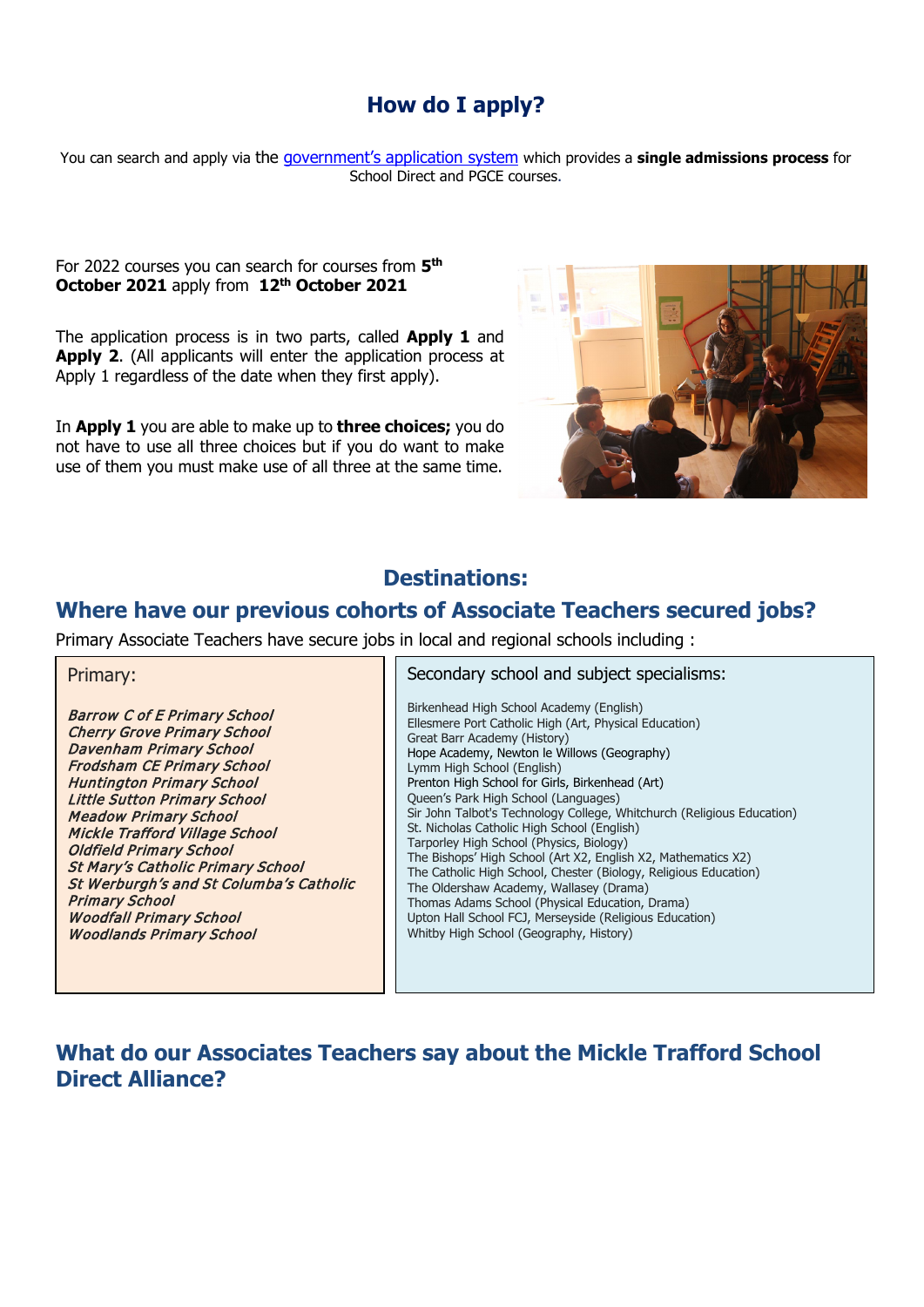## How do I apply?

You can search and apply via the [government's application system](#) which provides a **single admissions process** for School Direct and PGCE courses.

For 2022 courses you can search for courses from **5th October 2021** apply from **12th October 2021**

The application process is in two parts, called **Apply 1** and **Apply 2**. (All applicants will enter the application process at Apply 1 regardless of the date when they first apply).

In **Apply 1** you are able to make up to **three choices;** you do not have to use all three choices but if you do want to make use of them you must make use of all three at the same time.

## Destinations:

## Where have our previous cohorts of Associate Teachers secured jobs?

Primary Associate Teachers have secure jobs in local and regional schools including :

Primary:

*Barrow C of E Primary School*
*Cherry Grove Primary School*
*Davenham Primary School*
*Frodsham CE Primary School*
*Huntington Primary School*
*Little Sutton Primary School*
*Meadow Primary School*
*Mickle Trafford Village School*
*Oldfield Primary School*
*St Mary's Catholic Primary School*
*St Werburgh's and St Columba's Catholic Primary School*
*Woodfall Primary School*
*Woodlands Primary School*

Secondary school and subject specialisms:

Birkenhead High School Academy (English)
Ellesmere Port Catholic High (Art, Physical Education)
Great Barr Academy (History)
Hope Academy, Newton le Willows (Geography)
Lymm High School (English)
Prenton High School for Girls, Birkenhead (Art)
Queen's Park High School (Languages)
Sir John Talbot's Technology College, Whitchurch (Religious Education)
St. Nicholas Catholic High School (English)
Tarporley High School (Physics, Biology)
The Bishops' High School (Art X2, English X2, Mathematics X2)
The Catholic High School, Chester (Biology, Religious Education)
The Oldershaw Academy, Wallasey (Drama)
Thomas Adams School (Physical Education, Drama)
Upton Hall School FCJ, Merseyside (Religious Education)
Whitby High School (Geography, History)

## What do our Associates Teachers say about the Mickle Trafford School Direct Alliance?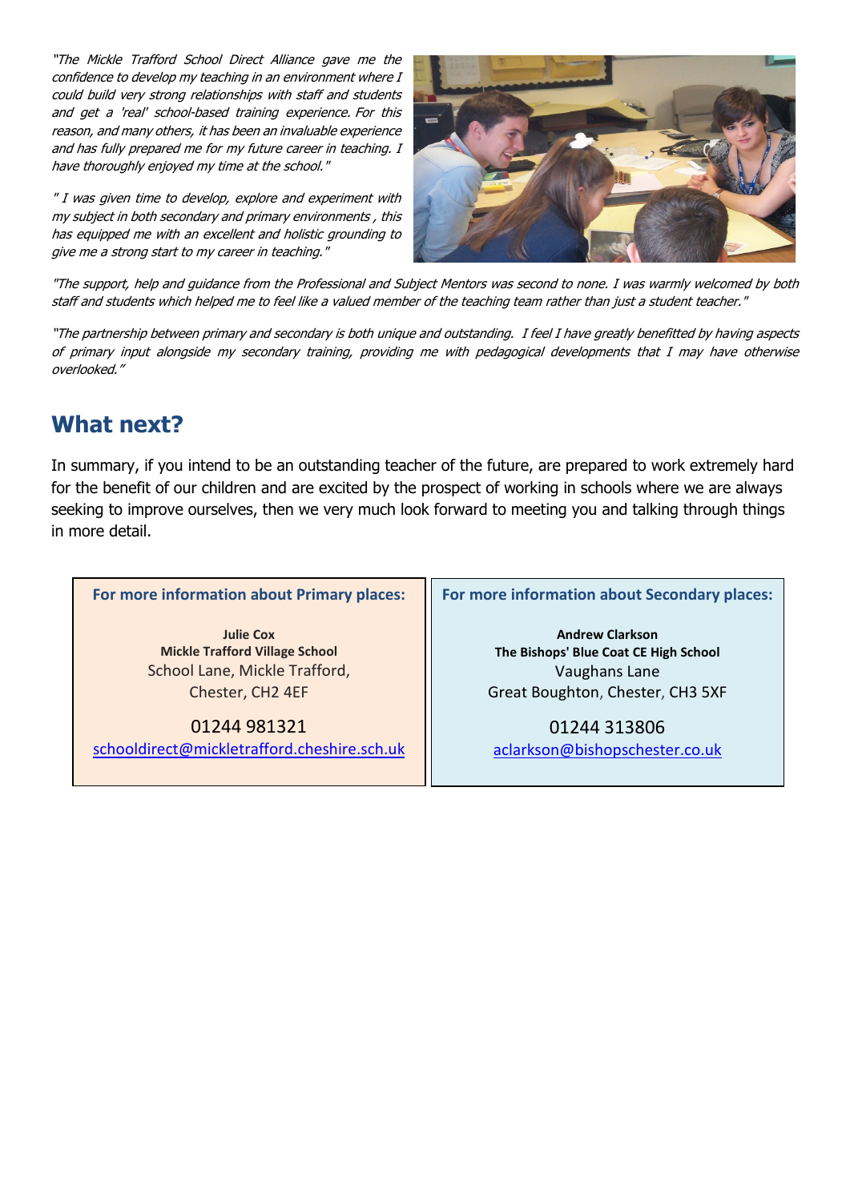*"The Mickle Trafford School Direct Alliance gave me the confidence to develop my teaching in an environment where I could build very strong relationships with staff and students and get a 'real' school-based training experience. For this reason, and many others, it has been an invaluable experience and has fully prepared me for my future career in teaching. I have thoroughly enjoyed my time at the school."*

*" I was given time to develop, explore and experiment with my subject in both secondary and primary environments , this has equipped me with an excellent and holistic grounding to give me a strong start to my career in teaching."*

*"The support, help and guidance from the Professional and Subject Mentors was second to none. I was warmly welcomed by both staff and students which helped me to feel like a valued member of the teaching team rather than just a student teacher."*

*"The partnership between primary and secondary is both unique and outstanding. I feel I have greatly benefitted by having aspects of primary input alongside my secondary training, providing me with pedagogical developments that I may have otherwise overlooked."*

## What next?

In summary, if you intend to be an outstanding teacher of the future, are prepared to work extremely hard for the benefit of our children and are excited by the prospect of working in schools where we are always seeking to improve ourselves, then we very much look forward to meeting you and talking through things in more detail.

**For more information about Primary places:**

**Julie Cox**
**Mickle Trafford Village School**
School Lane, Mickle Trafford,
Chester, CH2 4EF

01244 981321
schooldirect@mickletrafford.cheshire.sch.uk

**For more information about Secondary places:**

**Andrew Clarkson**
**The Bishops' Blue Coat CE High School**
Vaughans Lane
Great Boughton, Chester, CH3 5XF

01244 313806
aclarkson@bishopschester.co.uk